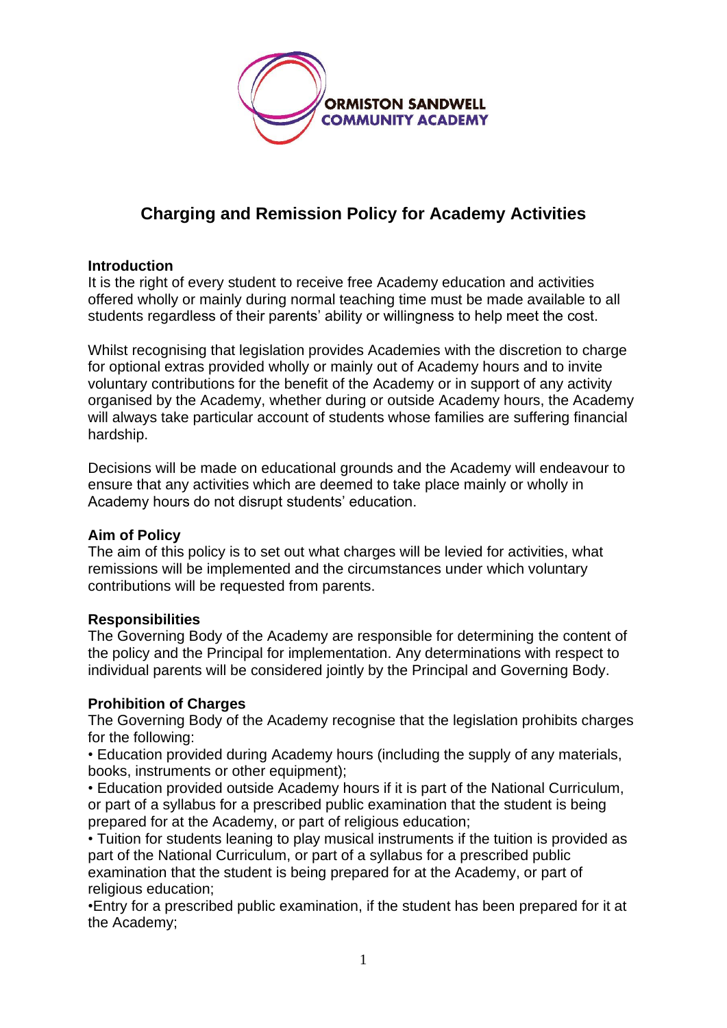ORMISTON SANDWELL COMMUNITY ACADEMY

# Charging and Remission Policy for Academy Activities

**Introduction**

It is the right of every student to receive free Academy education and activities offered wholly or mainly during normal teaching time must be made available to all students regardless of their parents' ability or willingness to help meet the cost.

Whilst recognising that legislation provides Academies with the discretion to charge for optional extras provided wholly or mainly out of Academy hours and to invite voluntary contributions for the benefit of the Academy or in support of any activity organised by the Academy, whether during or outside Academy hours, the Academy will always take particular account of students whose families are suffering financial hardship.

Decisions will be made on educational grounds and the Academy will endeavour to ensure that any activities which are deemed to take place mainly or wholly in Academy hours do not disrupt students' education.

**Aim of Policy**

The aim of this policy is to set out what charges will be levied for activities, what remissions will be implemented and the circumstances under which voluntary contributions will be requested from parents.

**Responsibilities**

The Governing Body of the Academy are responsible for determining the content of the policy and the Principal for implementation. Any determinations with respect to individual parents will be considered jointly by the Principal and Governing Body.

**Prohibition of Charges**

The Governing Body of the Academy recognise that the legislation prohibits charges for the following:

- Education provided during Academy hours (including the supply of any materials, books, instruments or other equipment);
- Education provided outside Academy hours if it is part of the National Curriculum, or part of a syllabus for a prescribed public examination that the student is being prepared for at the Academy, or part of religious education;
- Tuition for students leaning to play musical instruments if the tuition is provided as part of the National Curriculum, or part of a syllabus for a prescribed public examination that the student is being prepared for at the Academy, or part of religious education;
- Entry for a prescribed public examination, if the student has been prepared for it at the Academy;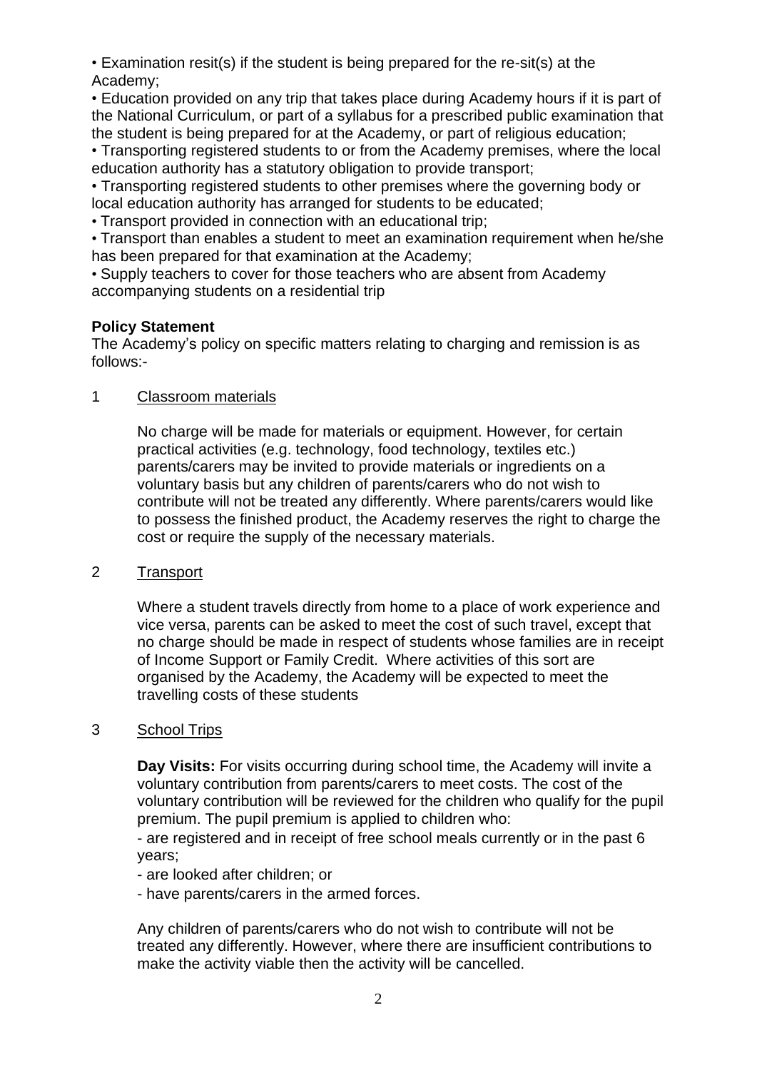- Examination resit(s) if the student is being prepared for the re-sit(s) at the Academy;
- Education provided on any trip that takes place during Academy hours if it is part of the National Curriculum, or part of a syllabus for a prescribed public examination that the student is being prepared for at the Academy, or part of religious education;
- Transporting registered students to or from the Academy premises, where the local education authority has a statutory obligation to provide transport;
- Transporting registered students to other premises where the governing body or local education authority has arranged for students to be educated;
- Transport provided in connection with an educational trip;
- Transport than enables a student to meet an examination requirement when he/she has been prepared for that examination at the Academy;
- Supply teachers to cover for those teachers who are absent from Academy accompanying students on a residential trip

**Policy Statement**

The Academy's policy on specific matters relating to charging and remission is as follows:-

1 Classroom materials

No charge will be made for materials or equipment. However, for certain practical activities (e.g. technology, food technology, textiles etc.) parents/carers may be invited to provide materials or ingredients on a voluntary basis but any children of parents/carers who do not wish to contribute will not be treated any differently. Where parents/carers would like to possess the finished product, the Academy reserves the right to charge the cost or require the supply of the necessary materials.

2 Transport

Where a student travels directly from home to a place of work experience and vice versa, parents can be asked to meet the cost of such travel, except that no charge should be made in respect of students whose families are in receipt of Income Support or Family Credit. Where activities of this sort are organised by the Academy, the Academy will be expected to meet the travelling costs of these students

3 School Trips

**Day Visits:** For visits occurring during school time, the Academy will invite a voluntary contribution from parents/carers to meet costs. The cost of the voluntary contribution will be reviewed for the children who qualify for the pupil premium. The pupil premium is applied to children who:

- are registered and in receipt of free school meals currently or in the past 6 years;
- are looked after children; or
- have parents/carers in the armed forces.

Any children of parents/carers who do not wish to contribute will not be treated any differently. However, where there are insufficient contributions to make the activity viable then the activity will be cancelled.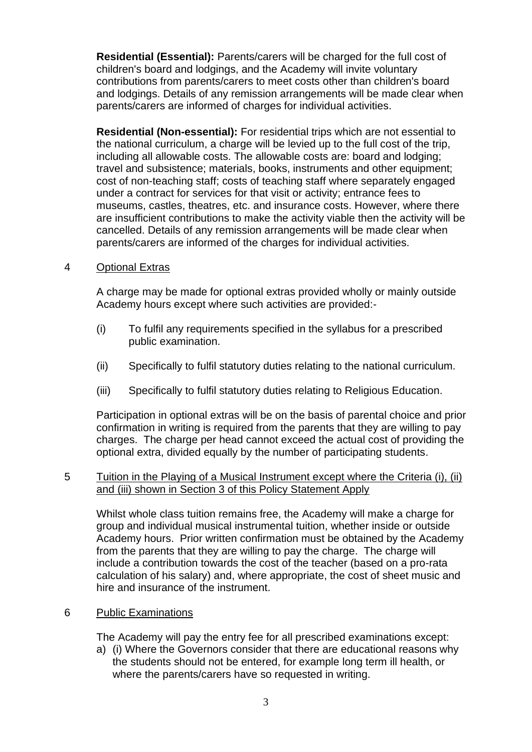**Residential (Essential):** Parents/carers will be charged for the full cost of children's board and lodgings, and the Academy will invite voluntary contributions from parents/carers to meet costs other than children's board and lodgings. Details of any remission arrangements will be made clear when parents/carers are informed of charges for individual activities.

**Residential (Non-essential):** For residential trips which are not essential to the national curriculum, a charge will be levied up to the full cost of the trip, including all allowable costs. The allowable costs are: board and lodging; travel and subsistence; materials, books, instruments and other equipment; cost of non-teaching staff; costs of teaching staff where separately engaged under a contract for services for that visit or activity; entrance fees to museums, castles, theatres, etc. and insurance costs. However, where there are insufficient contributions to make the activity viable then the activity will be cancelled. Details of any remission arrangements will be made clear when parents/carers are informed of the charges for individual activities.

4 Optional Extras

A charge may be made for optional extras provided wholly or mainly outside Academy hours except where such activities are provided:-

(i) To fulfil any requirements specified in the syllabus for a prescribed public examination.

(ii) Specifically to fulfil statutory duties relating to the national curriculum.

(iii) Specifically to fulfil statutory duties relating to Religious Education.

Participation in optional extras will be on the basis of parental choice and prior confirmation in writing is required from the parents that they are willing to pay charges. The charge per head cannot exceed the actual cost of providing the optional extra, divided equally by the number of participating students.

5 Tuition in the Playing of a Musical Instrument except where the Criteria (i), (ii) and (iii) shown in Section 3 of this Policy Statement Apply

Whilst whole class tuition remains free, the Academy will make a charge for group and individual musical instrumental tuition, whether inside or outside Academy hours. Prior written confirmation must be obtained by the Academy from the parents that they are willing to pay the charge. The charge will include a contribution towards the cost of the teacher (based on a pro-rata calculation of his salary) and, where appropriate, the cost of sheet music and hire and insurance of the instrument.

6 Public Examinations

The Academy will pay the entry fee for all prescribed examinations except:

a) (i) Where the Governors consider that there are educational reasons why the students should not be entered, for example long term ill health, or where the parents/carers have so requested in writing.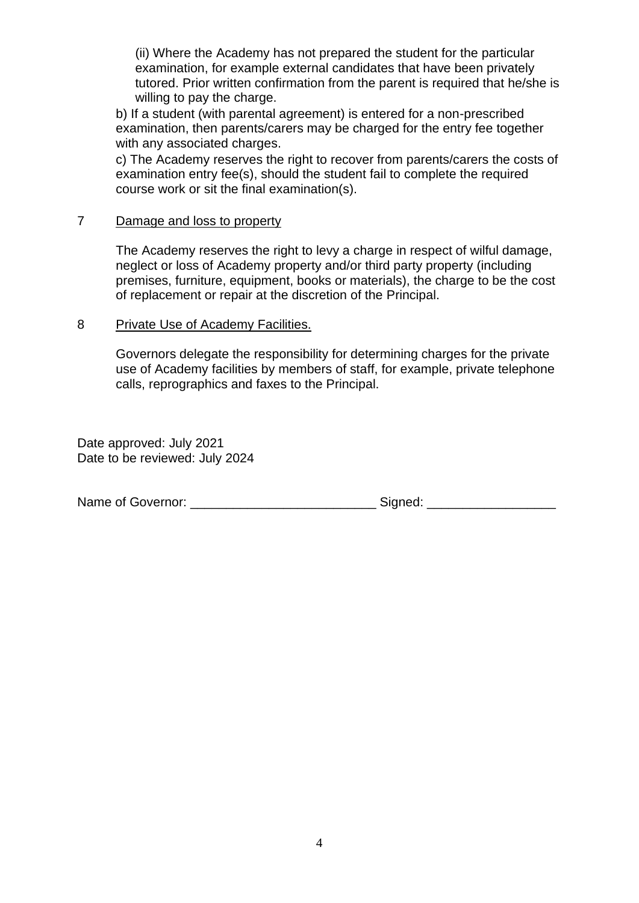(ii) Where the Academy has not prepared the student for the particular examination, for example external candidates that have been privately tutored. Prior written confirmation from the parent is required that he/she is willing to pay the charge.

b) If a student (with parental agreement) is entered for a non-prescribed examination, then parents/carers may be charged for the entry fee together with any associated charges.

c) The Academy reserves the right to recover from parents/carers the costs of examination entry fee(s), should the student fail to complete the required course work or sit the final examination(s).

7 Damage and loss to property

The Academy reserves the right to levy a charge in respect of wilful damage, neglect or loss of Academy property and/or third party property (including premises, furniture, equipment, books or materials), the charge to be the cost of replacement or repair at the discretion of the Principal.

8 Private Use of Academy Facilities.

Governors delegate the responsibility for determining charges for the private use of Academy facilities by members of staff, for example, private telephone calls, reprographics and faxes to the Principal.

Date approved: July 2021
Date to be reviewed: July 2024

Name of Governor: __________________________ Signed: __________________